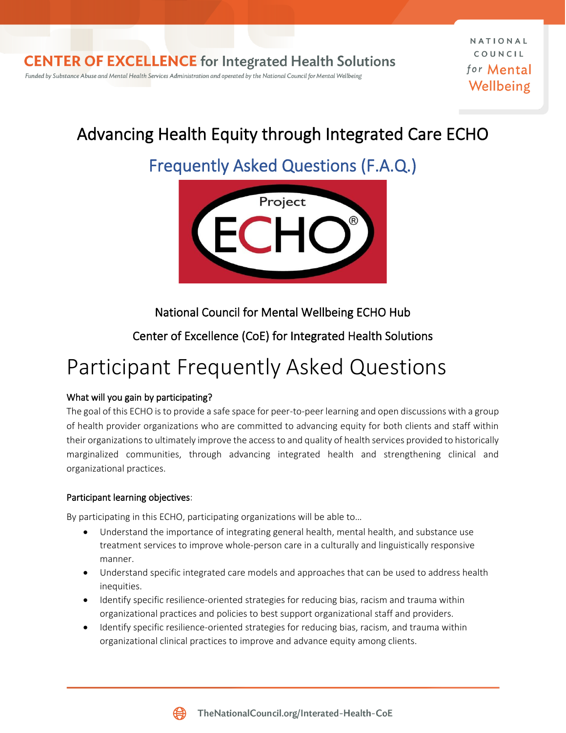CENTER OF EXCELLENCE for Integrated Health Solutions

*Funded by Substance Abuse and Mental Health Services Administration and operated by the National Council for Mental Wellbeing*

NATIONAL COUNCIL for Mental Wellbeing

# Advancing Health Equity through Integrated Care ECHO

## Frequently Asked Questions (F.A.Q.)

National Council for Mental Wellbeing ECHO Hub

Center of Excellence (CoE) for Integrated Health Solutions

# Participant Frequently Asked Questions

**What will you gain by participating?**

The goal of this ECHO is to provide a safe space for peer-to-peer learning and open discussions with a group of health provider organizations who are committed to advancing equity for both clients and staff within their organizations to ultimately improve the access to and quality of health services provided to historically marginalized communities, through advancing integrated health and strengthening clinical and organizational practices.

**Participant learning objectives**:

By participating in this ECHO, participating organizations will be able to…

- Understand the importance of integrating general health, mental health, and substance use treatment services to improve whole-person care in a culturally and linguistically responsive manner.
- Understand specific integrated care models and approaches that can be used to address health inequities.
- Identify specific resilience-oriented strategies for reducing bias, racism and trauma within organizational practices and policies to best support organizational staff and providers.
- Identify specific resilience-oriented strategies for reducing bias, racism, and trauma within organizational clinical practices to improve and advance equity among clients.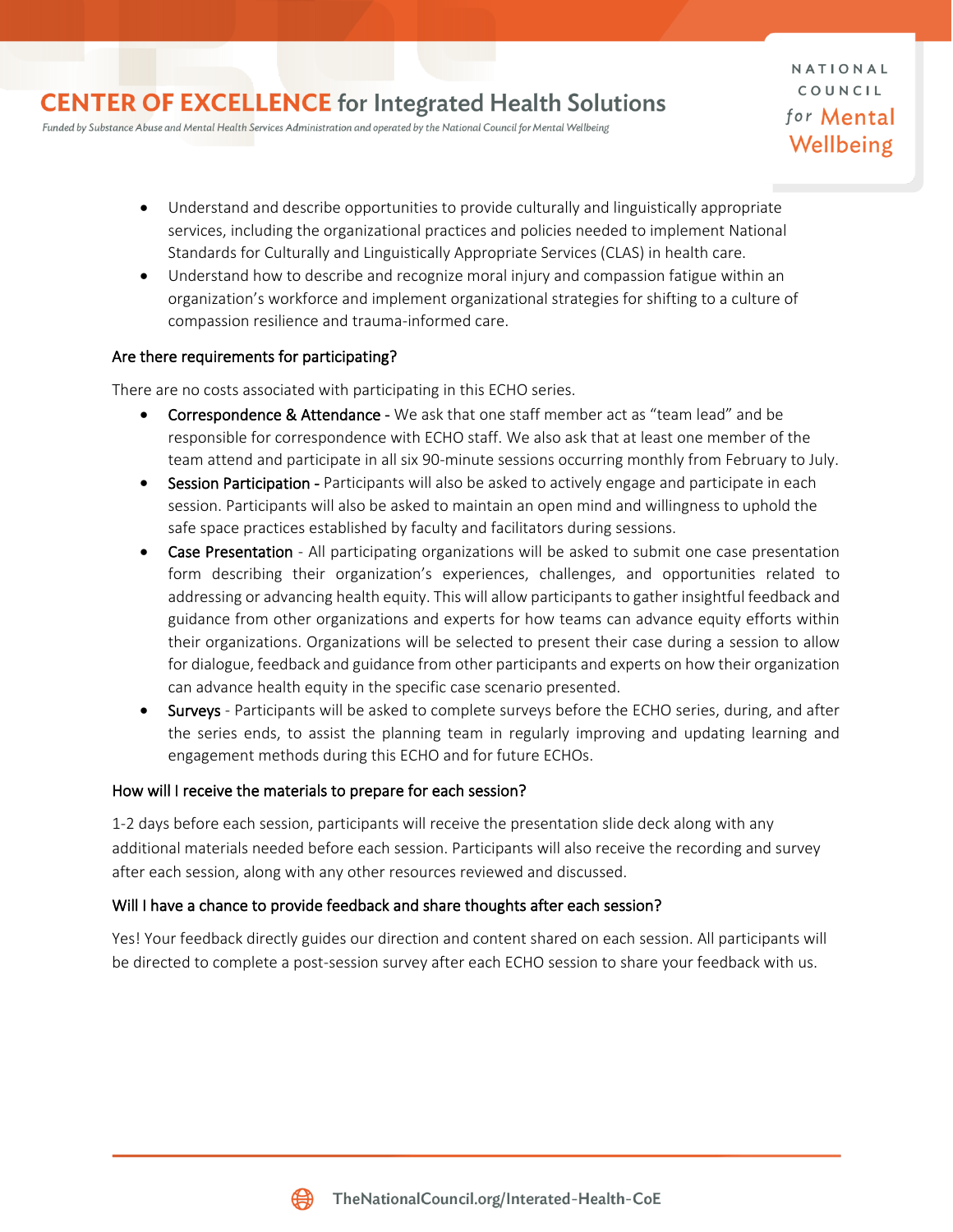- Understand and describe opportunities to provide culturally and linguistically appropriate services, including the organizational practices and policies needed to implement National Standards for Culturally and Linguistically Appropriate Services (CLAS) in health care.
- Understand how to describe and recognize moral injury and compassion fatigue within an organization's workforce and implement organizational strategies for shifting to a culture of compassion resilience and trauma-informed care.

### Are there requirements for participating?

There are no costs associated with participating in this ECHO series.

- Correspondence & Attendance - We ask that one staff member act as "team lead" and be responsible for correspondence with ECHO staff. We also ask that at least one member of the team attend and participate in all six 90-minute sessions occurring monthly from February to July.
- Session Participation - Participants will also be asked to actively engage and participate in each session. Participants will also be asked to maintain an open mind and willingness to uphold the safe space practices established by faculty and facilitators during sessions.
- Case Presentation - All participating organizations will be asked to submit one case presentation form describing their organization's experiences, challenges, and opportunities related to addressing or advancing health equity. This will allow participants to gather insightful feedback and guidance from other organizations and experts for how teams can advance equity efforts within their organizations. Organizations will be selected to present their case during a session to allow for dialogue, feedback and guidance from other participants and experts on how their organization can advance health equity in the specific case scenario presented.
- Surveys - Participants will be asked to complete surveys before the ECHO series, during, and after the series ends, to assist the planning team in regularly improving and updating learning and engagement methods during this ECHO and for future ECHOs.

### How will I receive the materials to prepare for each session?

1-2 days before each session, participants will receive the presentation slide deck along with any additional materials needed before each session. Participants will also receive the recording and survey after each session, along with any other resources reviewed and discussed.

### Will I have a chance to provide feedback and share thoughts after each session?

Yes! Your feedback directly guides our direction and content shared on each session. All participants will be directed to complete a post-session survey after each ECHO session to share your feedback with us.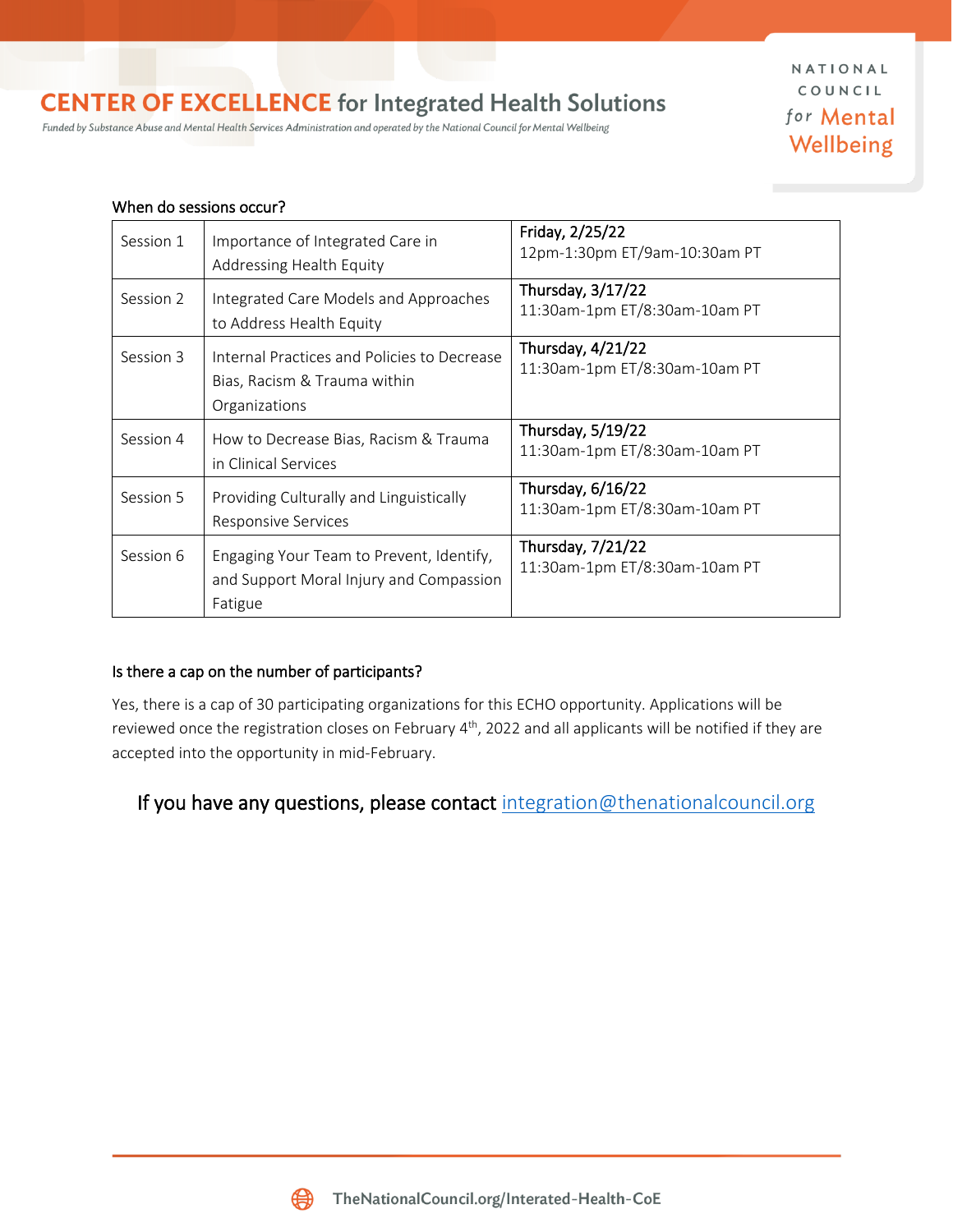When do sessions occur?

| | | |
|---|---|---|
| Session 1 | Importance of Integrated Care in Addressing Health Equity | Friday, 2/25/22<br>12pm-1:30pm ET/9am-10:30am PT |
| Session 2 | Integrated Care Models and Approaches to Address Health Equity | Thursday, 3/17/22<br>11:30am-1pm ET/8:30am-10am PT |
| Session 3 | Internal Practices and Policies to Decrease Bias, Racism & Trauma within Organizations | Thursday, 4/21/22<br>11:30am-1pm ET/8:30am-10am PT |
| Session 4 | How to Decrease Bias, Racism & Trauma in Clinical Services | Thursday, 5/19/22<br>11:30am-1pm ET/8:30am-10am PT |
| Session 5 | Providing Culturally and Linguistically Responsive Services | Thursday, 6/16/22<br>11:30am-1pm ET/8:30am-10am PT |
| Session 6 | Engaging Your Team to Prevent, Identify, and Support Moral Injury and Compassion Fatigue | Thursday, 7/21/22<br>11:30am-1pm ET/8:30am-10am PT |

Is there a cap on the number of participants?

Yes, there is a cap of 30 participating organizations for this ECHO opportunity. Applications will be reviewed once the registration closes on February 4th, 2022 and all applicants will be notified if they are accepted into the opportunity in mid-February.

If you have any questions, please contact integration@thenationalcouncil.org